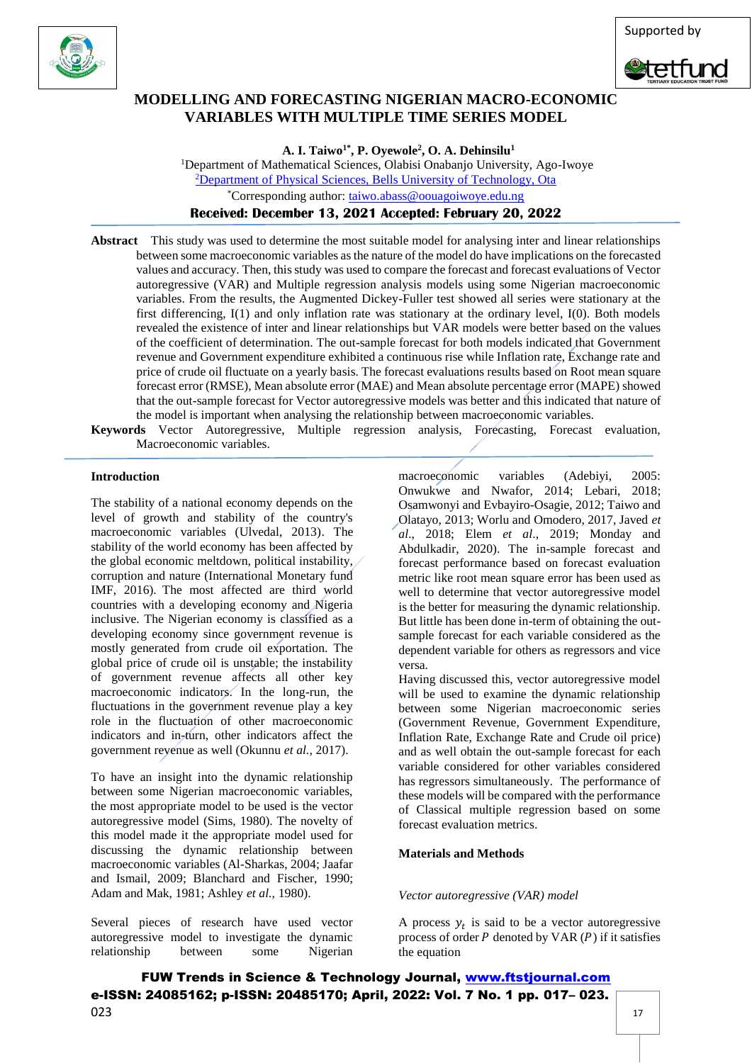# MODELLING AND FORECASTING NIGERIAN MACRO-ECONOMIC VARIABLES WITH MULTIPLE TIME SERIES MODEL

**A. I. Taiwo[1*], P. Oyewole[2], O. A. Dehinsilu[1]**

[1]Department of Mathematical Sciences, Olabisi Onabanjo University, Ago-Iwoye

[2]Department of Physical Sciences, Bells University of Technology, Ota

[*]Corresponding author: taiwo.abass@oouagoiwoye.edu.ng

**Received: December 13, 2021 Accepted: February 20, 2022**

**Abstract** This study was used to determine the most suitable model for analysing inter and linear relationships between some macroeconomic variables as the nature of the model do have implications on the forecasted values and accuracy. Then, this study was used to compare the forecast and forecast evaluations of Vector autoregressive (VAR) and Multiple regression analysis models using some Nigerian macroeconomic variables. From the results, the Augmented Dickey-Fuller test showed all series were stationary at the first differencing, I(1) and only inflation rate was stationary at the ordinary level, I(0). Both models revealed the existence of inter and linear relationships but VAR models were better based on the values of the coefficient of determination. The out-sample forecast for both models indicated that Government revenue and Government expenditure exhibited a continuous rise while Inflation rate, Exchange rate and price of crude oil fluctuate on a yearly basis. The forecast evaluations results based on Root mean square forecast error (RMSE), Mean absolute error (MAE) and Mean absolute percentage error (MAPE) showed that the out-sample forecast for Vector autoregressive models was better and this indicated that nature of the model is important when analysing the relationship between macroeconomic variables.

**Keywords** Vector Autoregressive, Multiple regression analysis, Forecasting, Forecast evaluation, Macroeconomic variables.

## Introduction

The stability of a national economy depends on the level of growth and stability of the country's macroeconomic variables (Ulvedal, 2013). The stability of the world economy has been affected by the global economic meltdown, political instability, corruption and nature (International Monetary fund IMF, 2016). The most affected are third world countries with a developing economy and Nigeria inclusive. The Nigerian economy is classified as a developing economy since government revenue is mostly generated from crude oil exportation. The global price of crude oil is unstable; the instability of government revenue affects all other key macroeconomic indicators. In the long-run, the fluctuations in the government revenue play a key role in the fluctuation of other macroeconomic indicators and in-turn, other indicators affect the government revenue as well (Okunnu *et al.,* 2017).

To have an insight into the dynamic relationship between some Nigerian macroeconomic variables, the most appropriate model to be used is the vector autoregressive model (Sims, 1980). The novelty of this model made it the appropriate model used for discussing the dynamic relationship between macroeconomic variables (Al-Sharkas, 2004; Jaafar and Ismail, 2009; Blanchard and Fischer, 1990; Adam and Mak, 1981; Ashley *et al.,* 1980).

Several pieces of research have used vector autoregressive model to investigate the dynamic relationship between some Nigerian macroeconomic variables (Adebiyi, 2005: Onwukwe and Nwafor, 2014; Lebari, 2018; Osamwonyi and Evbayiro-Osagie, 2012; Taiwo and Olatayo, 2013; Worlu and Omodero, 2017, Javed *et al.*, 2018; Elem *et al.*, 2019; Monday and Abdulkadir, 2020). The in-sample forecast and forecast performance based on forecast evaluation metric like root mean square error has been used as well to determine that vector autoregressive model is the better for measuring the dynamic relationship. But little has been done in-term of obtaining the out-sample forecast for each variable considered as the dependent variable for others as regressors and vice versa.

Having discussed this, vector autoregressive model will be used to examine the dynamic relationship between some Nigerian macroeconomic series (Government Revenue, Government Expenditure, Inflation Rate, Exchange Rate and Crude oil price) and as well obtain the out-sample forecast for each variable considered for other variables considered has regressors simultaneously. The performance of these models will be compared with the performance of Classical multiple regression based on some forecast evaluation metrics.

## Materials and Methods

*Vector autoregressive (VAR) model*

A process $y_t$ is said to be a vector autoregressive process of order $P$ denoted by VAR ($P$) if it satisfies the equation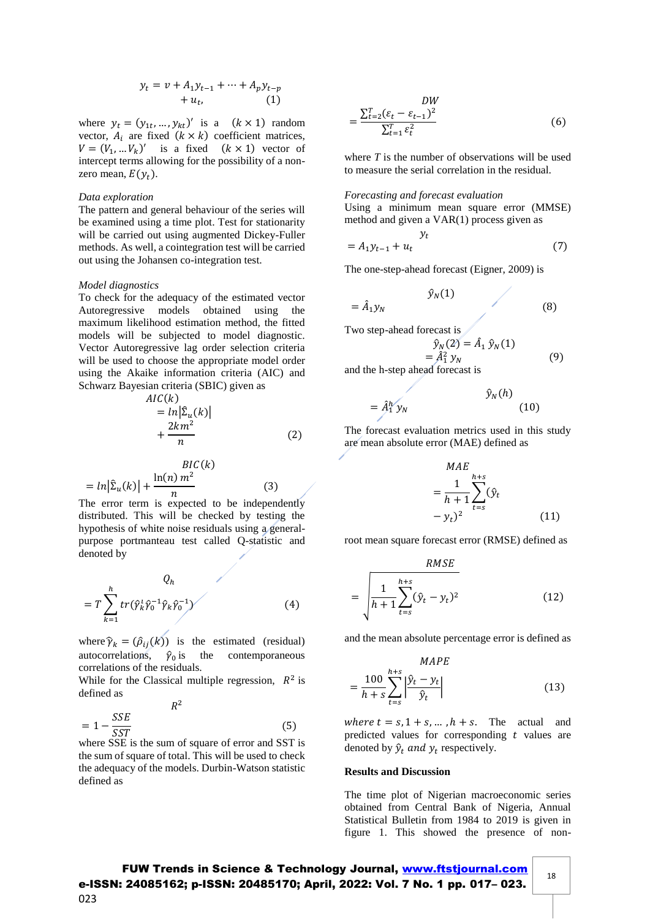$$y_t = v + A_1 y_{t-1} + \cdots + A_p y_{t-p} + u_t, \quad (1)$$

where $y_t = (y_{1t}, \ldots, y_{kt})'$ is a $(k \times 1)$ random vector, $A_i$ are fixed $(k \times k)$ coefficient matrices, $V = (V_1, \ldots V_k)'$ is a fixed $(k \times 1)$ vector of intercept terms allowing for the possibility of a non-zero mean, $E(y_t)$.

*Data exploration*

The pattern and general behaviour of the series will be examined using a time plot. Test for stationarity will be carried out using augmented Dickey-Fuller methods. As well, a cointegration test will be carried out using the Johansen co-integration test.

*Model diagnostics*

To check for the adequacy of the estimated vector Autoregressive models obtained using the maximum likelihood estimation method, the fitted models will be subjected to model diagnostic. Vector Autoregressive lag order selection criteria will be used to choose the appropriate model order using the Akaike information criteria (AIC) and Schwarz Bayesian criteria (SBIC) given as

$$AIC(k) = ln|\hat{\Sigma}_u(k)| + \frac{2km^2}{n} \quad (2)$$

$$BIC(k) = ln|\hat{\Sigma}_u(k)| + \frac{\ln(n)\, m^2}{n} \quad (3)$$

The error term is expected to be independently distributed. This will be checked by testing the hypothesis of white noise residuals using a general-purpose portmanteau test called Q-statistic and denoted by

$$Q_h = T \sum_{k=1}^{h} tr(\hat{\gamma}_k^t \hat{\gamma}_0^{-1} \hat{\gamma}_k \hat{\gamma}_0^{-1}) \quad (4)$$

where $\hat{\gamma}_k = (\hat{\rho}_{ij}(k))$ is the estimated (residual) autocorrelations, $\hat{\gamma}_0$ is the contemporaneous correlations of the residuals.

While for the Classical multiple regression, $R^2$ is defined as

$$R^2 = 1 - \frac{SSE}{SST} \quad (5)$$

where SSE is the sum of square of error and SST is the sum of square of total. This will be used to check the adequacy of the models. Durbin-Watson statistic defined as

$$DW = \frac{\sum_{t=2}^{T}(\varepsilon_t - \varepsilon_{t-1})^2}{\sum_{t=1}^{T}\varepsilon_t^2} \quad (6)$$

where $T$ is the number of observations will be used to measure the serial correlation in the residual.

*Forecasting and forecast evaluation*

Using a minimum mean square error (MMSE) method and given a VAR(1) process given as

$$y_t = A_1 y_{t-1} + u_t \quad (7)$$

The one-step-ahead forecast (Eigner, 2009) is

$$\hat{y}_N(1) = \hat{A}_1 y_N \quad (8)$$

Two step-ahead forecast is

$$\hat{y}_N(2) = \hat{A}_1\, \hat{y}_N(1) = \hat{A}_1^2\, y_N \quad (9)$$

and the h-step ahead forecast is

$$\hat{y}_N(h) = \hat{A}_1^h y_N \quad (10)$$

The forecast evaluation metrics used in this study are mean absolute error (MAE) defined as

$$MAE = \frac{1}{h+1}\sum_{t=s}^{h+s}(\hat{y}_t - y_t)^2 \quad (11)$$

root mean square forecast error (RMSE) defined as

$$RMSE = \sqrt{\frac{1}{h+1}\sum_{t=s}^{h+s}(\hat{y}_t - y_t)^2} \quad (12)$$

and the mean absolute percentage error is defined as

$$MAPE = \frac{100}{h+s}\sum_{t=s}^{h+s}\left|\frac{\hat{y}_t - y_t}{\hat{y}_t}\right| \quad (13)$$

*where* $t = s, 1+s, \ldots, h+s$. The actual and predicted values for corresponding $t$ values are denoted by $\hat{y}_t$ *and* $y_t$ respectively.

**Results and Discussion**

The time plot of Nigerian macroeconomic series obtained from Central Bank of Nigeria, Annual Statistical Bulletin from 1984 to 2019 is given in figure 1. This showed the presence of non-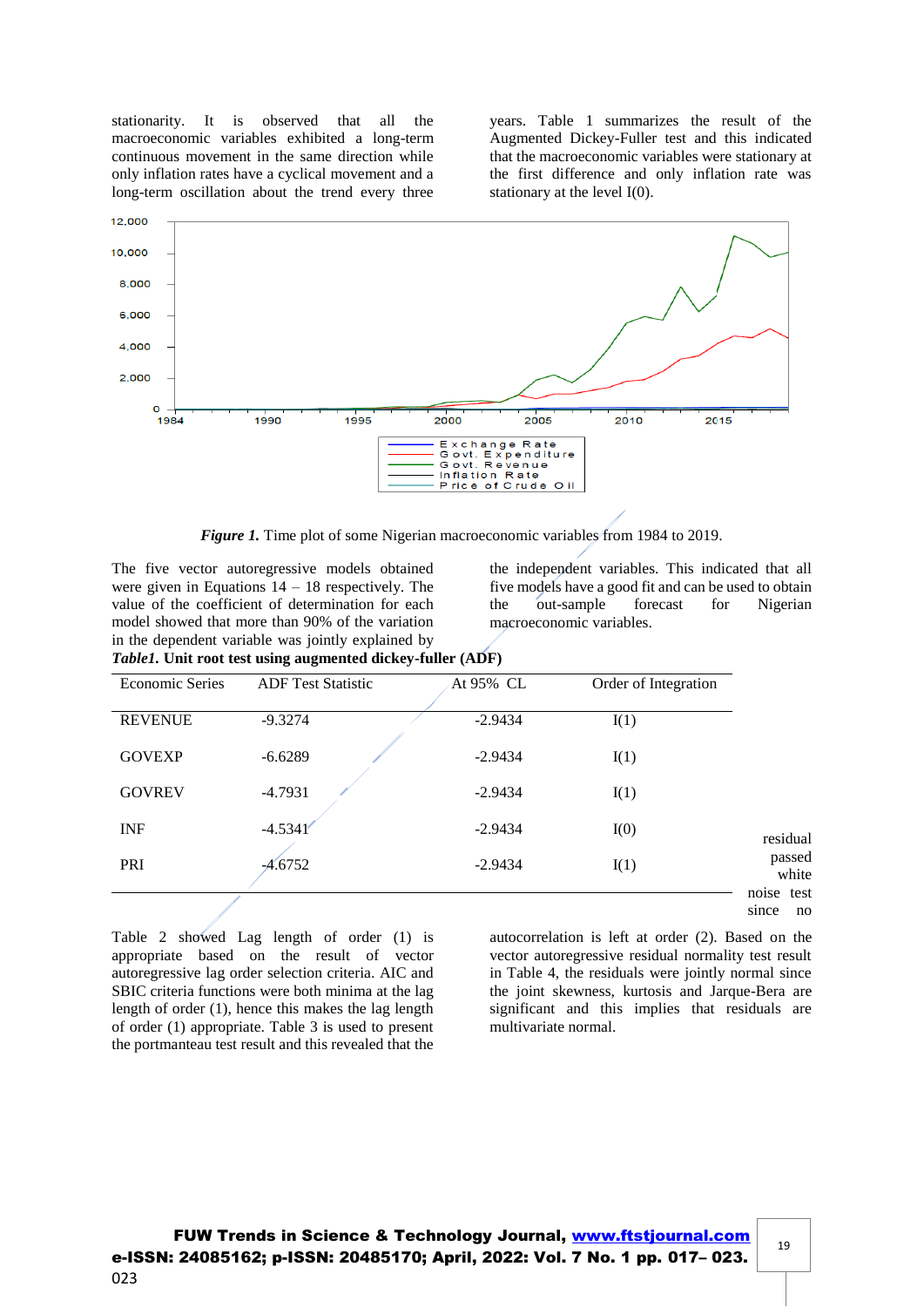stationarity. It is observed that all the macroeconomic variables exhibited a long-term continuous movement in the same direction while only inflation rates have a cyclical movement and a long-term oscillation about the trend every three years. Table 1 summarizes the result of the Augmented Dickey-Fuller test and this indicated that the macroeconomic variables were stationary at the first difference and only inflation rate was stationary at the level I(0).

***Figure 1.*** Time plot of some Nigerian macroeconomic variables from 1984 to 2019.

The five vector autoregressive models obtained were given in Equations 14 – 18 respectively. The value of the coefficient of determination for each model showed that more than 90% of the variation in the dependent variable was jointly explained by the independent variables. This indicated that all five models have a good fit and can be used to obtain the out-sample forecast for Nigerian macroeconomic variables.

***Table1*. Unit root test using augmented dickey-fuller (ADF)**

| Economic Series | ADF Test Statistic | At 95% CL | Order of Integration |
|---|---|---|---|
| REVENUE | -9.3274 | -2.9434 | I(1) |
| GOVEXP | -6.6289 | -2.9434 | I(1) |
| GOVREV | -4.7931 | -2.9434 | I(1) |
| INF | -4.5341 | -2.9434 | I(0) |
| PRI | -4.6752 | -2.9434 | I(1) |

Table 2 showed Lag length of order (1) is appropriate based on the result of vector autoregressive lag order selection criteria. AIC and SBIC criteria functions were both minima at the lag length of order (1), hence this makes the lag length of order (1) appropriate. Table 3 is used to present the portmanteau test result and this revealed that the residual passed white noise test since no autocorrelation is left at order (2). Based on the vector autoregressive residual normality test result in Table 4, the residuals were jointly normal since the joint skewness, kurtosis and Jarque-Bera are significant and this implies that residuals are multivariate normal.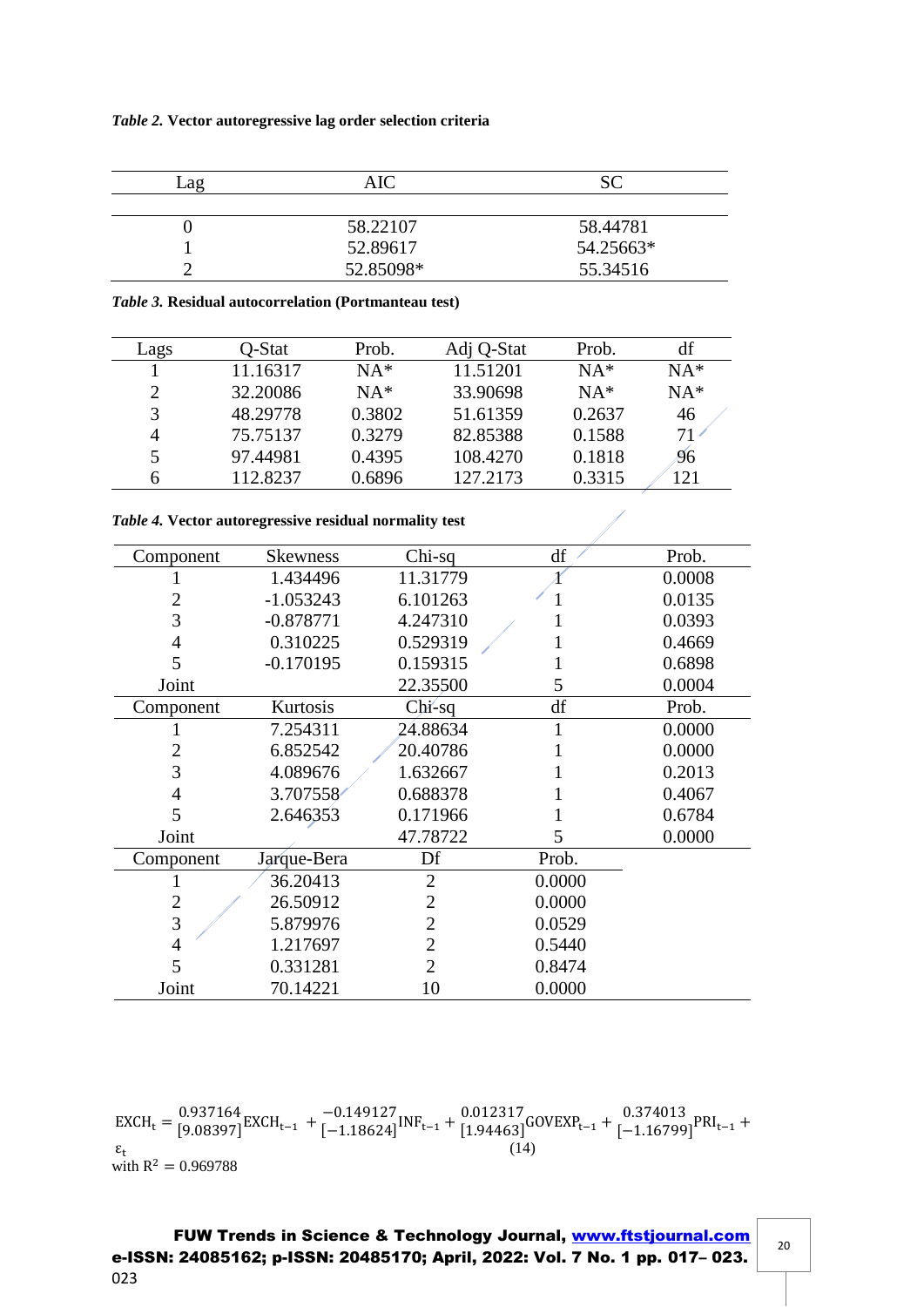***Table 2.*** **Vector autoregressive lag order selection criteria**

| Lag | AIC | SC |
|---|---|---|
| 0 | 58.22107 | 58.44781 |
| 1 | 52.89617 | 54.25663* |
| 2 | 52.85098* | 55.34516 |

***Table 3.*** **Residual autocorrelation (Portmanteau test)**

| Lags | Q-Stat | Prob. | Adj Q-Stat | Prob. | df |
|---|---|---|---|---|---|
| 1 | 11.16317 | NA* | 11.51201 | NA* | NA* |
| 2 | 32.20086 | NA* | 33.90698 | NA* | NA* |
| 3 | 48.29778 | 0.3802 | 51.61359 | 0.2637 | 46 |
| 4 | 75.75137 | 0.3279 | 82.85388 | 0.1588 | 71 |
| 5 | 97.44981 | 0.4395 | 108.4270 | 0.1818 | 96 |
| 6 | 112.8237 | 0.6896 | 127.2173 | 0.3315 | 121 |

***Table 4.*** **Vector autoregressive residual normality test**

| Component | Skewness | Chi-sq | df | Prob. |
|---|---|---|---|---|
| 1 | 1.434496 | 11.31779 | 1 | 0.0008 |
| 2 | -1.053243 | 6.101263 | 1 | 0.0135 |
| 3 | -0.878771 | 4.247310 | 1 | 0.0393 |
| 4 | 0.310225 | 0.529319 | 1 | 0.4669 |
| 5 | -0.170195 | 0.159315 | 1 | 0.6898 |
| Joint | | 22.35500 | 5 | 0.0004 |
| **Component** | **Kurtosis** | **Chi-sq** | **df** | **Prob.** |
| 1 | 7.254311 | 24.88634 | 1 | 0.0000 |
| 2 | 6.852542 | 20.40786 | 1 | 0.0000 |
| 3 | 4.089676 | 1.632667 | 1 | 0.2013 |
| 4 | 3.707558 | 0.688378 | 1 | 0.4067 |
| 5 | 2.646353 | 0.171966 | 1 | 0.6784 |
| Joint | | 47.78722 | 5 | 0.0000 |
| **Component** | **Jarque-Bera** | **Df** | **Prob.** | |
| 1 | 36.20413 | 2 | 0.0000 | |
| 2 | 26.50912 | 2 | 0.0000 | |
| 3 | 5.879976 | 2 | 0.0529 | |
| 4 | 1.217697 | 2 | 0.5440 | |
| 5 | 0.331281 | 2 | 0.8474 | |
| Joint | 70.14221 | 10 | 0.0000 | |

$$\mathrm{EXCH}_t = \underset{[9.08397]}{0.937164}\mathrm{EXCH}_{t-1} + \underset{[-1.18624]}{-0.149127}\mathrm{INF}_{t-1} + \underset{[1.94463]}{0.012317}\mathrm{GOVEXP}_{t-1} + \underset{[-1.16799]}{0.374013}\mathrm{PRI}_{t-1} + \varepsilon_t \quad (14)$$

with $R^2 = 0.969788$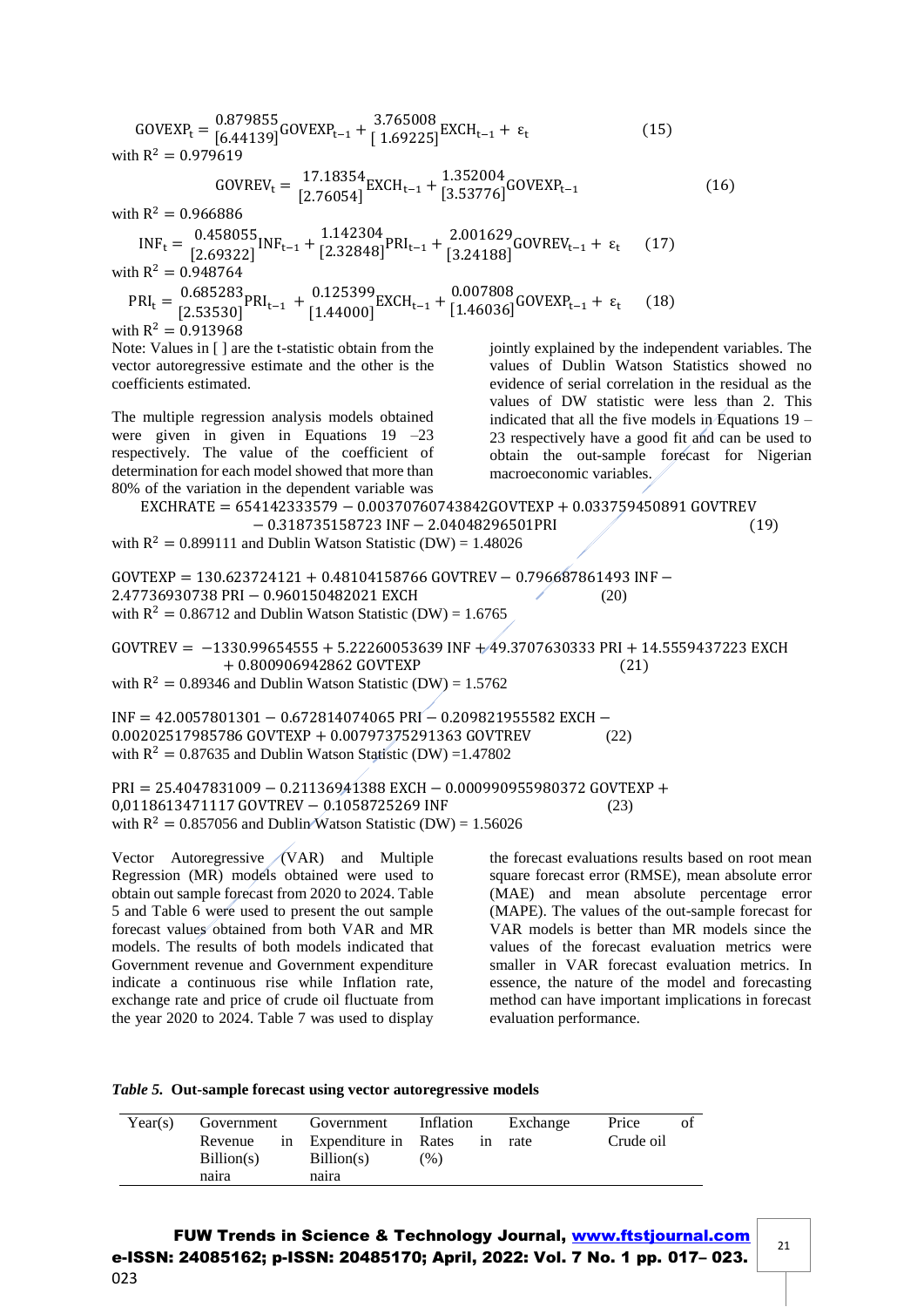$$\text{GOVEXP}_t = \underset{[6.44139]}{0.879855}\text{GOVEXP}_{t-1} + \underset{[\ 1.69225]}{3.765008}\text{EXCH}_{t-1} + \varepsilon_t \quad (15)$$

with $R^2 = 0.979619$

$$\text{GOVREV}_t = \underset{[2.76054]}{17.18354}\text{EXCH}_{t-1} + \underset{[3.53776]}{1.352004}\text{GOVEXP}_{t-1} \quad (16)$$

with $R^2 = 0.966886$

$$\text{INF}_t = \underset{[2.69322]}{0.458055}\text{INF}_{t-1} + \underset{[2.32848]}{1.142304}\text{PRI}_{t-1} + \underset{[3.24188]}{2.001629}\text{GOVREV}_{t-1} + \varepsilon_t \quad (17)$$

with $R^2 = 0.948764$

$$\text{PRI}_t = \underset{[2.53530]}{0.685283}\text{PRI}_{t-1} + \underset{[1.44000]}{0.125399}\text{EXCH}_{t-1} + \underset{[1.46036]}{0.007808}\text{GOVEXP}_{t-1} + \varepsilon_t \quad (18)$$

with $R^2 = 0.913968$

Note: Values in [ ] are the t-statistic obtain from the vector autoregressive estimate and the other is the coefficients estimated.

The multiple regression analysis models obtained were given in given in Equations 19 –23 respectively. The value of the coefficient of determination for each model showed that more than 80% of the variation in the dependent variable was jointly explained by the independent variables. The values of Dublin Watson Statistics showed no evidence of serial correlation in the residual as the values of DW statistic were less than 2. This indicated that all the five models in Equations 19 – 23 respectively have a good fit and can be used to obtain the out-sample forecast for Nigerian macroeconomic variables.

$$\text{EXCHRATE} = 654142333579 - 0.00370760743842\text{GOVTEXP} + 0.033759450891\ \text{GOVTREV} - 0.318735158723\ \text{INF} - 2.04048296501\text{PRI} \quad (19)$$

with $R^2 = 0.899111$ and Dublin Watson Statistic (DW) = 1.48026

$$\text{GOVTEXP} = 130.623724121 + 0.48104158766\ \text{GOVTREV} - 0.796687861493\ \text{INF} - 2.47736930738\ \text{PRI} - 0.960150482021\ \text{EXCH} \quad (20)$$

with $R^2 = 0.86712$ and Dublin Watson Statistic (DW) = 1.6765

$$\text{GOVTREV} = -1330.99654555 + 5.22260053639\ \text{INF} + 49.3707630333\ \text{PRI} + 14.5559437223\ \text{EXCH} + 0.800906942862\ \text{GOVTEXP} \quad (21)$$

with $R^2 = 0.89346$ and Dublin Watson Statistic (DW) = 1.5762

$$\text{INF} = 42.0057801301 - 0.672814074065\ \text{PRI} - 0.209821955582\ \text{EXCH} - 0.00202517985786\ \text{GOVTEXP} + 0.00797375291363\ \text{GOVTREV} \quad (22)$$

with $R^2 = 0.87635$ and Dublin Watson Statistic (DW) =1.47802

$$\text{PRI} = 25.4047831009 - 0.21136941388\ \text{EXCH} - 0.000990955980372\ \text{GOVTEXP} + 0{,}0118613471117\ \text{GOVTREV} - 0.1058725269\ \text{INF} \quad (23)$$

with $R^2 = 0.857056$ and Dublin Watson Statistic (DW) = 1.56026

Vector Autoregressive (VAR) and Multiple Regression (MR) models obtained were used to obtain out sample forecast from 2020 to 2024. Table 5 and Table 6 were used to present the out sample forecast values obtained from both VAR and MR models. The results of both models indicated that Government revenue and Government expenditure indicate a continuous rise while Inflation rate, exchange rate and price of crude oil fluctuate from the year 2020 to 2024. Table 7 was used to display the forecast evaluations results based on root mean square forecast error (RMSE), mean absolute error (MAE) and mean absolute percentage error (MAPE). The values of the out-sample forecast for VAR models is better than MR models since the values of the forecast evaluation metrics were smaller in VAR forecast evaluation metrics. In essence, the nature of the model and forecasting method can have important implications in forecast evaluation performance.

***Table 5.* Out-sample forecast using vector autoregressive models**

| Year(s) | Government Revenue in Billion(s) naira | Government Expenditure in Billion(s) naira | Inflation Rates in (%) | Exchange rate | Price of Crude oil |
|---|---|---|---|---|---|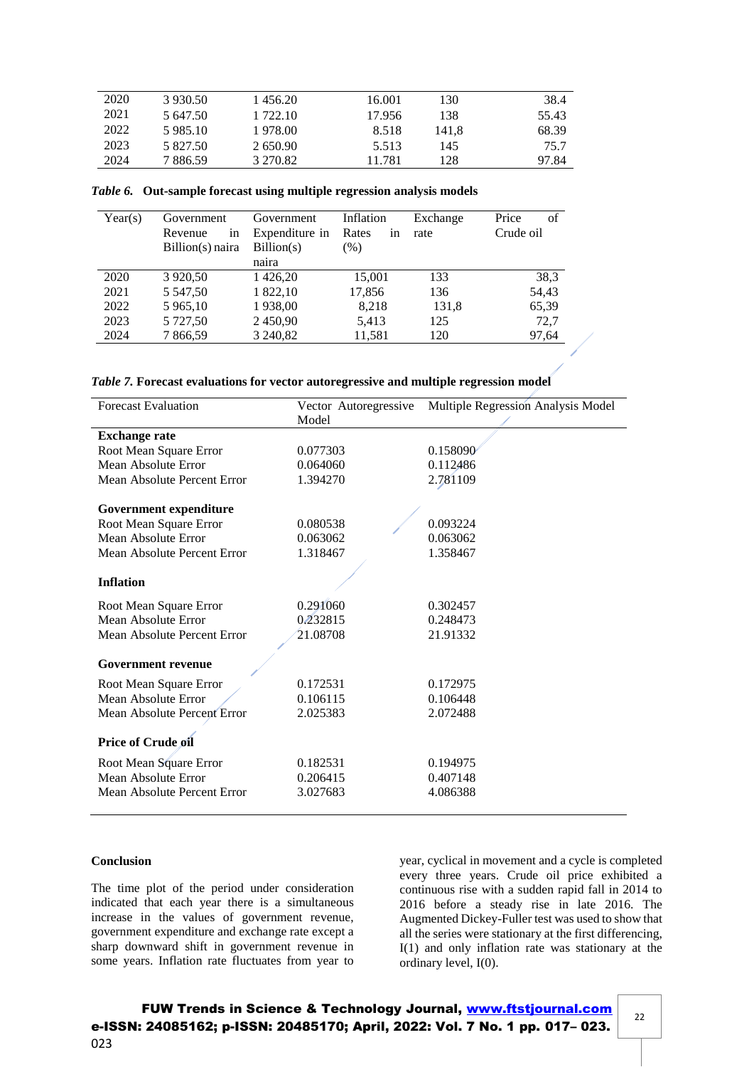| | | | | | |
|---|---|---|---|---|---|
| 2020 | 3 930.50 | 1 456.20 | 16.001 | 130 | 38.4 |
| 2021 | 5 647.50 | 1 722.10 | 17.956 | 138 | 55.43 |
| 2022 | 5 985.10 | 1 978.00 | 8.518 | 141,8 | 68.39 |
| 2023 | 5 827.50 | 2 650.90 | 5.513 | 145 | 75.7 |
| 2024 | 7 886.59 | 3 270.82 | 11.781 | 128 | 97.84 |

***Table 6.* Out-sample forecast using multiple regression analysis models**

| Year(s) | Government Revenue in Billion(s) naira | Government Expenditure in Billion(s) naira | Inflation Rates in (%) | Exchange rate | Price of Crude oil |
|---|---|---|---|---|---|
| 2020 | 3 920,50 | 1 426,20 | 15,001 | 133 | 38,3 |
| 2021 | 5 547,50 | 1 822,10 | 17,856 | 136 | 54,43 |
| 2022 | 5 965,10 | 1 938,00 | 8,218 | 131,8 | 65,39 |
| 2023 | 5 727,50 | 2 450,90 | 5,413 | 125 | 72,7 |
| 2024 | 7 866,59 | 3 240,82 | 11,581 | 120 | 97,64 |

***Table 7.* Forecast evaluations for vector autoregressive and multiple regression model**

| Forecast Evaluation | Vector Autoregressive Model | Multiple Regression Analysis Model |
|---|---|---|
| **Exchange rate** | | |
| Root Mean Square Error | 0.077303 | 0.158090 |
| Mean Absolute Error | 0.064060 | 0.112486 |
| Mean Absolute Percent Error | 1.394270 | 2.781109 |
| **Government expenditure** | | |
| Root Mean Square Error | 0.080538 | 0.093224 |
| Mean Absolute Error | 0.063062 | 0.063062 |
| Mean Absolute Percent Error | 1.318467 | 1.358467 |
| **Inflation** | | |
| Root Mean Square Error | 0.291060 | 0.302457 |
| Mean Absolute Error | 0.232815 | 0.248473 |
| Mean Absolute Percent Error | 21.08708 | 21.91332 |
| **Government revenue** | | |
| Root Mean Square Error | 0.172531 | 0.172975 |
| Mean Absolute Error | 0.106115 | 0.106448 |
| Mean Absolute Percent Error | 2.025383 | 2.072488 |
| **Price of Crude oil** | | |
| Root Mean Square Error | 0.182531 | 0.194975 |
| Mean Absolute Error | 0.206415 | 0.407148 |
| Mean Absolute Percent Error | 3.027683 | 4.086388 |

## Conclusion

The time plot of the period under consideration indicated that each year there is a simultaneous increase in the values of government revenue, government expenditure and exchange rate except a sharp downward shift in government revenue in some years. Inflation rate fluctuates from year to year, cyclical in movement and a cycle is completed every three years. Crude oil price exhibited a continuous rise with a sudden rapid fall in 2014 to 2016 before a steady rise in late 2016. The Augmented Dickey-Fuller test was used to show that all the series were stationary at the first differencing, I(1) and only inflation rate was stationary at the ordinary level, I(0).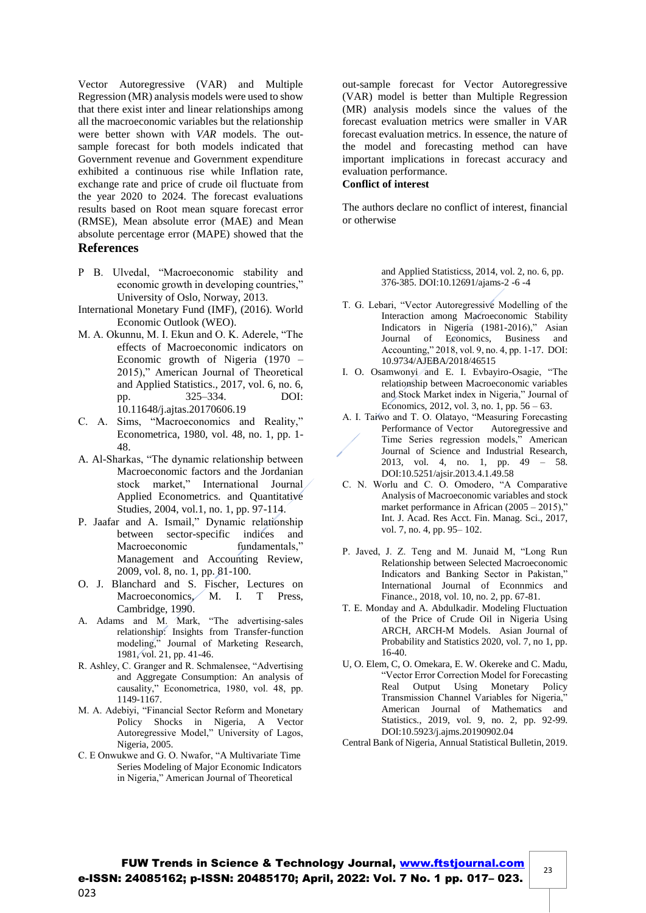Vector Autoregressive (VAR) and Multiple Regression (MR) analysis models were used to show that there exist inter and linear relationships among all the macroeconomic variables but the relationship were better shown with *VAR* models. The out-sample forecast for both models indicated that Government revenue and Government expenditure exhibited a continuous rise while Inflation rate, exchange rate and price of crude oil fluctuate from the year 2020 to 2024. The forecast evaluations results based on Root mean square forecast error (RMSE), Mean absolute error (MAE) and Mean absolute percentage error (MAPE) showed that the out-sample forecast for Vector Autoregressive (VAR) model is better than Multiple Regression (MR) analysis models since the values of the forecast evaluation metrics were smaller in VAR forecast evaluation metrics. In essence, the nature of the model and forecasting method can have important implications in forecast accuracy and evaluation performance.

**Conflict of interest**

The authors declare no conflict of interest, financial or otherwise

## References

P B. Ulvedal, "Macroeconomic stability and economic growth in developing countries," University of Oslo, Norway, 2013.

International Monetary Fund (IMF), (2016). World Economic Outlook (WEO).

M. A. Okunnu, M. I. Ekun and O. K. Aderele, "The effects of Macroeconomic indicators on Economic growth of Nigeria (1970 – 2015)," American Journal of Theoretical and Applied Statistics., 2017, vol. 6, no. 6, pp. 325–334. DOI: 10.11648/j.ajtas.20170606.19

C. A. Sims, "Macroeconomics and Reality," Econometrica, 1980, vol. 48, no. 1, pp. 1-48.

A. Al-Sharkas, "The dynamic relationship between Macroeconomic factors and the Jordanian stock market," International Journal Applied Econometrics. and Quantitative Studies, 2004, vol.1, no. 1, pp. 97-114.

P. Jaafar and A. Ismail," Dynamic relationship between sector-specific indices and Macroeconomic fundamentals," Management and Accounting Review, 2009, vol. 8, no. 1, pp. 81-100.

O. J. Blanchard and S. Fischer, Lectures on Macroeconomics, M. I. T Press, Cambridge, 1990.

A. Adams and M. Mark, "The advertising-sales relationship: Insights from Transfer-function modeling," Journal of Marketing Research, 1981, vol. 21, pp. 41-46.

R. Ashley, C. Granger and R. Schmalensee, "Advertising and Aggregate Consumption: An analysis of causality," Econometrica, 1980, vol. 48, pp. 1149-1167.

M. A. Adebiyi, "Financial Sector Reform and Monetary Policy Shocks in Nigeria, A Vector Autoregressive Model," University of Lagos, Nigeria, 2005.

C. E Onwukwe and G. O. Nwafor, "A Multivariate Time Series Modeling of Major Economic Indicators in Nigeria," American Journal of Theoretical and Applied Statisticss, 2014, vol. 2, no. 6, pp. 376-385. DOI:10.12691/ajams-2 -6 -4

T. G. Lebari, "Vector Autoregressive Modelling of the Interaction among Macroeconomic Stability Indicators in Nigeria (1981-2016)," Asian Journal of Economics, Business and Accounting," 2018, vol. 9, no. 4, pp. 1-17. DOI: 10.9734/AJEBA/2018/46515

I. O. Osamwonyi and E. I. Evbayiro-Osagie, "The relationship between Macroeconomic variables and Stock Market index in Nigeria," Journal of Economics, 2012, vol. 3, no. 1, pp. 56 – 63.

A. I. Taiwo and T. O. Olatayo, "Measuring Forecasting Performance of Vector Autoregressive and Time Series regression models," American Journal of Science and Industrial Research, 2013, vol. 4, no. 1, pp. 49 – 58. DOI:10.5251/ajsir.2013.4.1.49.58

C. N. Worlu and C. O. Omodero, "A Comparative Analysis of Macroeconomic variables and stock market performance in African (2005 – 2015)," Int. J. Acad. Res Acct. Fin. Manag. Sci., 2017, vol. 7, no. 4, pp. 95– 102.

P. Javed, J. Z. Teng and M. Junaid M, "Long Run Relationship between Selected Macroeconomic Indicators and Banking Sector in Pakistan," International Journal of Econnmics and Finance., 2018, vol. 10, no. 2, pp. 67-81.

T. E. Monday and A. Abdulkadir. Modeling Fluctuation of the Price of Crude Oil in Nigeria Using ARCH, ARCH-M Models. Asian Journal of Probability and Statistics 2020, vol. 7, no 1, pp. 16-40.

U, O. Elem, C, O. Omekara, E. W. Okereke and C. Madu, "Vector Error Correction Model for Forecasting Real Output Using Monetary Policy Transmission Channel Variables for Nigeria," American Journal of Mathematics and Statistics., 2019, vol. 9, no. 2, pp. 92-99. DOI:10.5923/j.ajms.20190902.04

Central Bank of Nigeria, Annual Statistical Bulletin, 2019.